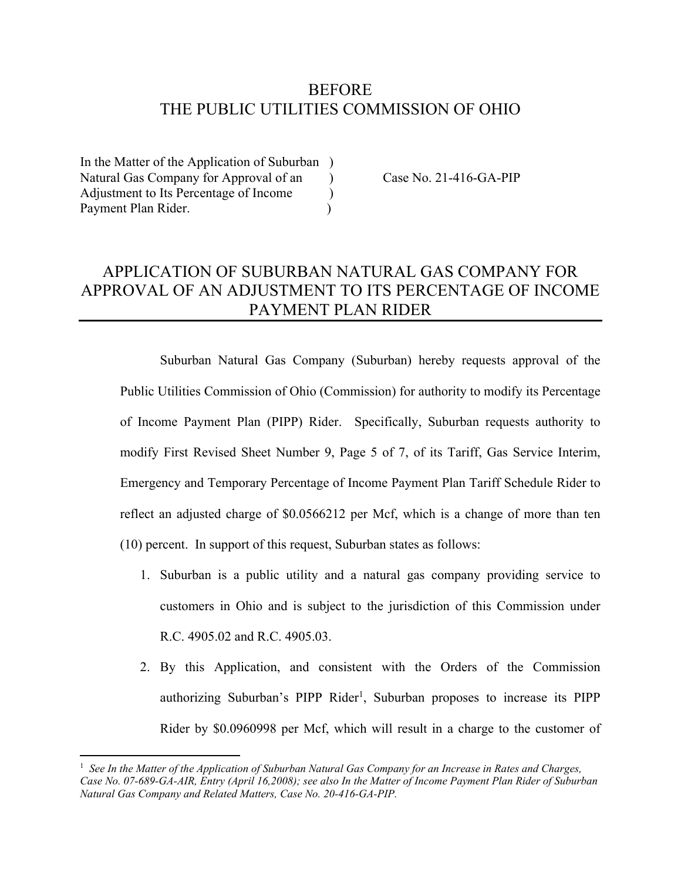# BEFORE
# THE PUBLIC UTILITIES COMMISSION OF OHIO

| | | |
|---|---|---|
| In the Matter of the Application of Suburban Natural Gas Company for Approval of an Adjustment to Its Percentage of Income Payment Plan Rider. | ) ) ) ) | Case No. 21-416-GA-PIP |

## APPLICATION OF SUBURBAN NATURAL GAS COMPANY FOR APPROVAL OF AN ADJUSTMENT TO ITS PERCENTAGE OF INCOME PAYMENT PLAN RIDER

Suburban Natural Gas Company (Suburban) hereby requests approval of the Public Utilities Commission of Ohio (Commission) for authority to modify its Percentage of Income Payment Plan (PIPP) Rider. Specifically, Suburban requests authority to modify First Revised Sheet Number 9, Page 5 of 7, of its Tariff, Gas Service Interim, Emergency and Temporary Percentage of Income Payment Plan Tariff Schedule Rider to reflect an adjusted charge of $0.0566212 per Mcf, which is a change of more than ten (10) percent. In support of this request, Suburban states as follows:

1. Suburban is a public utility and a natural gas company providing service to customers in Ohio and is subject to the jurisdiction of this Commission under R.C. 4905.02 and R.C. 4905.03.

2. By this Application, and consistent with the Orders of the Commission authorizing Suburban's PIPP Rider[1], Suburban proposes to increase its PIPP Rider by $0.0960998 per Mcf, which will result in a charge to the customer of

---

[1] *See In the Matter of the Application of Suburban Natural Gas Company for an Increase in Rates and Charges, Case No. 07-689-GA-AIR, Entry (April 16,2008); see also In the Matter of Income Payment Plan Rider of Suburban Natural Gas Company and Related Matters, Case No. 20-416-GA-PIP.*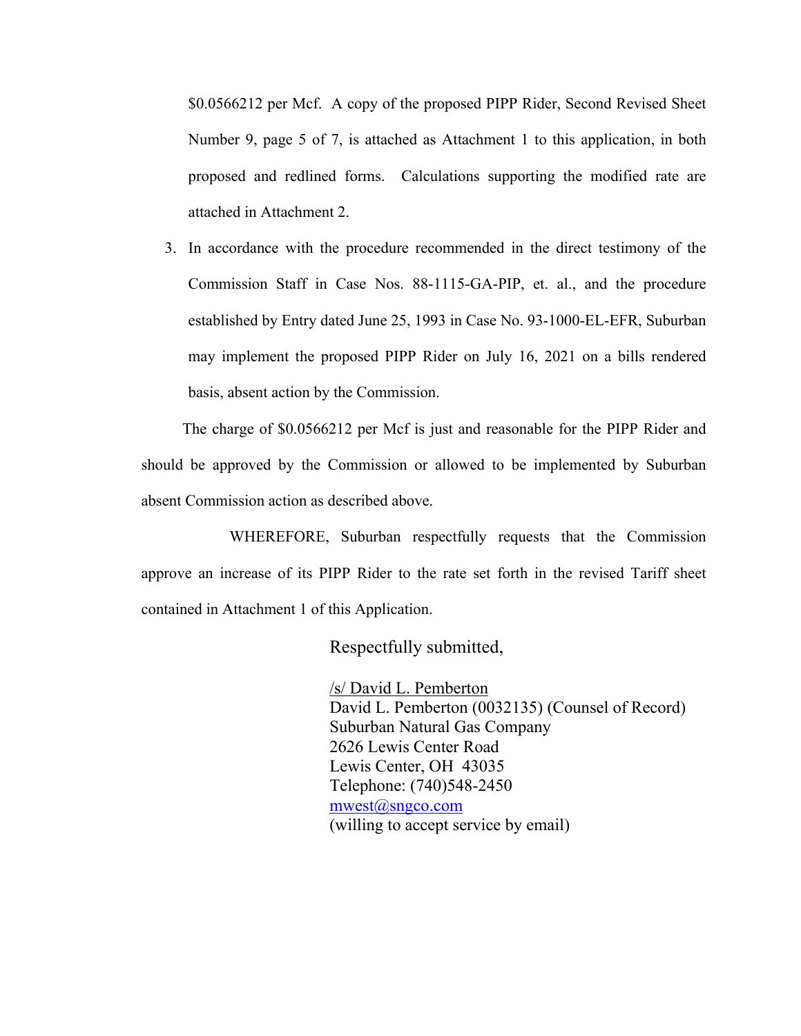$0.0566212 per Mcf. A copy of the proposed PIPP Rider, Second Revised Sheet Number 9, page 5 of 7, is attached as Attachment 1 to this application, in both proposed and redlined forms. Calculations supporting the modified rate are attached in Attachment 2.

3. In accordance with the procedure recommended in the direct testimony of the Commission Staff in Case Nos. 88-1115-GA-PIP, et. al., and the procedure established by Entry dated June 25, 1993 in Case No. 93-1000-EL-EFR, Suburban may implement the proposed PIPP Rider on July 16, 2021 on a bills rendered basis, absent action by the Commission.

The charge of $0.0566212 per Mcf is just and reasonable for the PIPP Rider and should be approved by the Commission or allowed to be implemented by Suburban absent Commission action as described above.

WHEREFORE, Suburban respectfully requests that the Commission approve an increase of its PIPP Rider to the rate set forth in the revised Tariff sheet contained in Attachment 1 of this Application.

Respectfully submitted,

/s/ David L. Pemberton
David L. Pemberton (0032135) (Counsel of Record)
Suburban Natural Gas Company
2626 Lewis Center Road
Lewis Center, OH 43035
Telephone: (740)548-2450
mwest@sngco.com
(willing to accept service by email)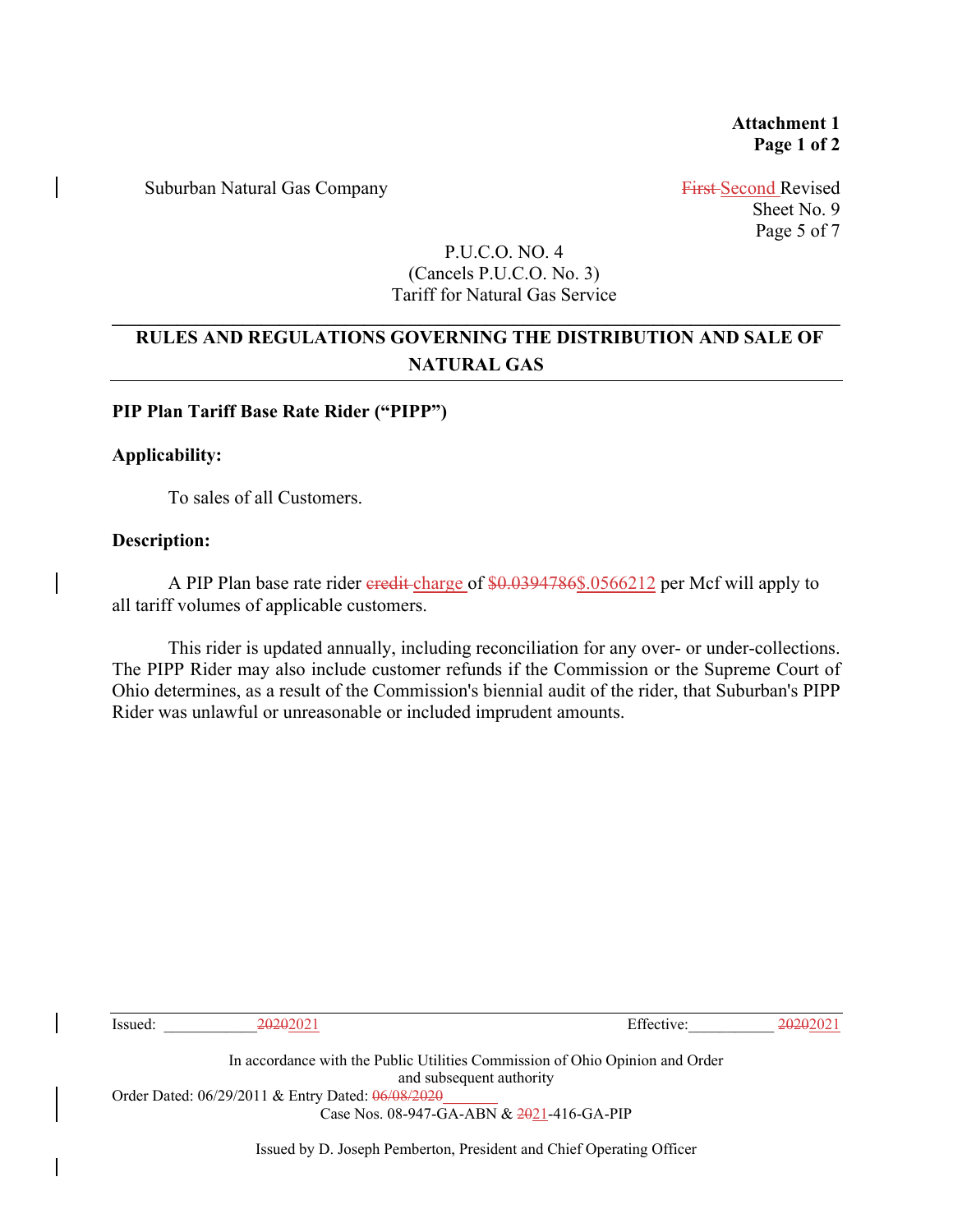**Attachment 1**
**Page 1 of 2**

Suburban Natural Gas Company

~~First~~ Second Revised
Sheet No. 9
Page 5 of 7

P.U.C.O. NO. 4
(Cancels P.U.C.O. No. 3)
Tariff for Natural Gas Service

## RULES AND REGULATIONS GOVERNING THE DISTRIBUTION AND SALE OF NATURAL GAS

**PIP Plan Tariff Base Rate Rider ("PIPP")**

**Applicability:**

To sales of all Customers.

**Description:**

A PIP Plan base rate rider ~~credit~~ charge of ~~$0.0394786~~$.0566212 per Mcf will apply to all tariff volumes of applicable customers.

This rider is updated annually, including reconciliation for any over- or under-collections. The PIPP Rider may also include customer refunds if the Commission or the Supreme Court of Ohio determines, as a result of the Commission's biennial audit of the rider, that Suburban's PIPP Rider was unlawful or unreasonable or included imprudent amounts.

Issued: ____________ ~~2020~~2021 Effective:___________ ~~2020~~2021

In accordance with the Public Utilities Commission of Ohio Opinion and Order and subsequent authority

Order Dated: 06/29/2011 & Entry Dated: ~~06/08/2020~~_______

Case Nos. 08-947-GA-ABN & ~~20~~21-416-GA-PIP

Issued by D. Joseph Pemberton, President and Chief Operating Officer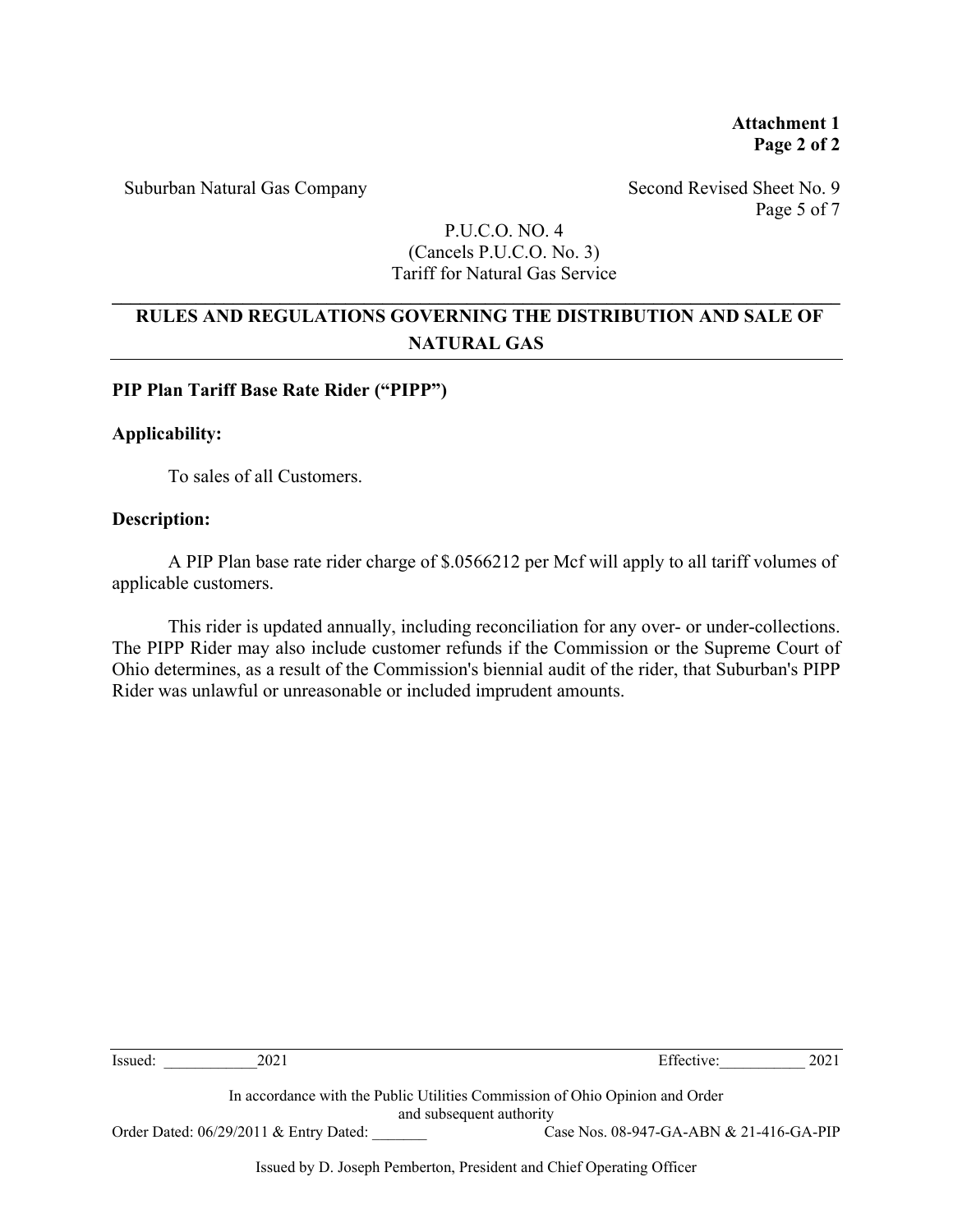**Attachment 1**
**Page 2 of 2**

Suburban Natural Gas Company

Second Revised Sheet No. 9
Page 5 of 7

P.U.C.O. NO. 4
(Cancels P.U.C.O. No. 3)
Tariff for Natural Gas Service

## RULES AND REGULATIONS GOVERNING THE DISTRIBUTION AND SALE OF NATURAL GAS

**PIP Plan Tariff Base Rate Rider ("PIPP")**

**Applicability:**

To sales of all Customers.

**Description:**

A PIP Plan base rate rider charge of $.0566212 per Mcf will apply to all tariff volumes of applicable customers.

This rider is updated annually, including reconciliation for any over- or under-collections. The PIPP Rider may also include customer refunds if the Commission or the Supreme Court of Ohio determines, as a result of the Commission's biennial audit of the rider, that Suburban's PIPP Rider was unlawful or unreasonable or included imprudent amounts.

Issued: ____________2021 Effective:___________ 2021

In accordance with the Public Utilities Commission of Ohio Opinion and Order and subsequent authority

Order Dated: 06/29/2011 & Entry Dated: _______ Case Nos. 08-947-GA-ABN & 21-416-GA-PIP

Issued by D. Joseph Pemberton, President and Chief Operating Officer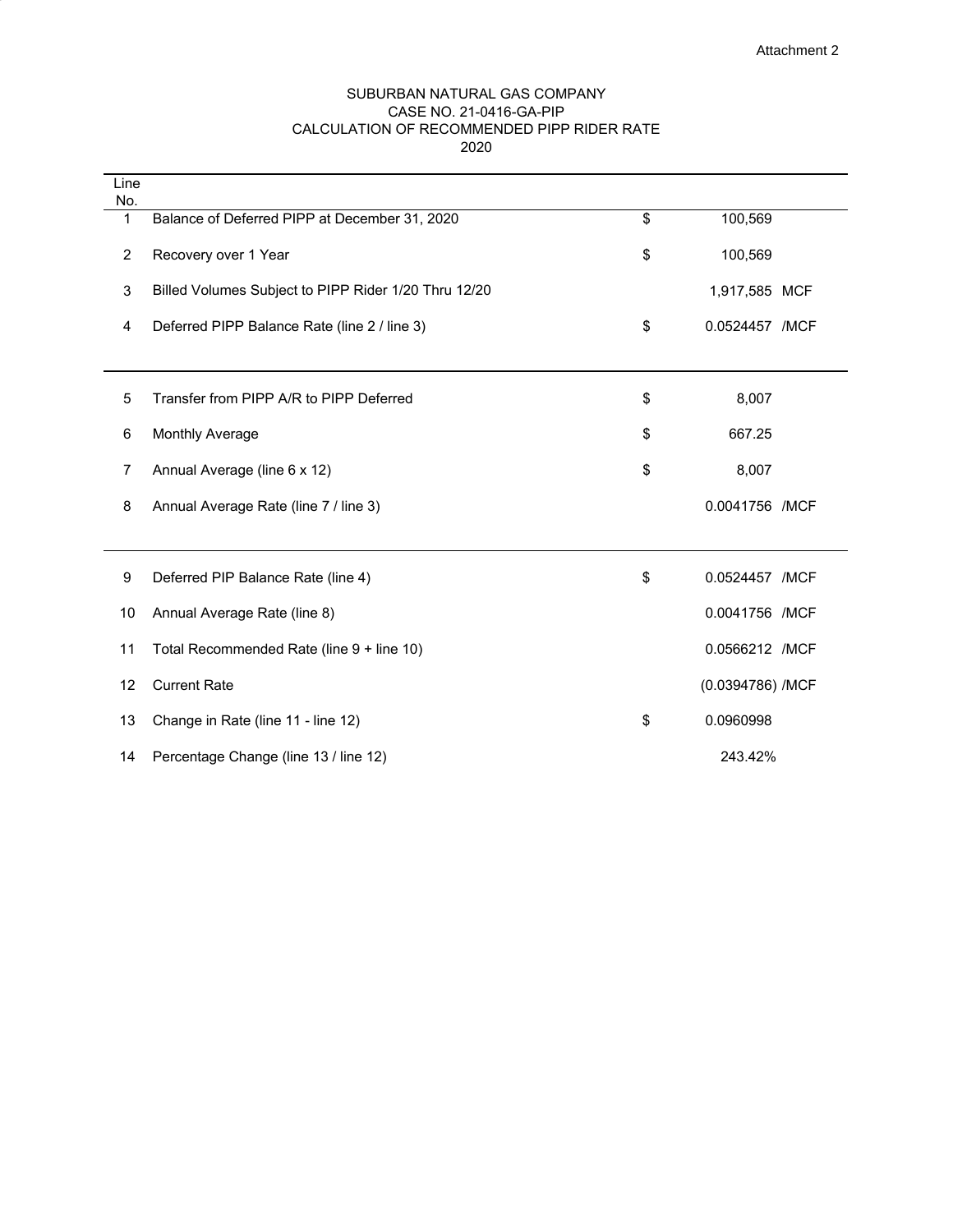Attachment 2

SUBURBAN NATURAL GAS COMPANY
CASE NO. 21-0416-GA-PIP
CALCULATION OF RECOMMENDED PIPP RIDER RATE
2020

| Line No. | | | | |
|---|---|---|---|---|
| 1 | Balance of Deferred PIPP at December 31, 2020 | $ | 100,569 | |
| 2 | Recovery over 1 Year | $ | 100,569 | |
| 3 | Billed Volumes Subject to PIPP Rider 1/20 Thru 12/20 | | 1,917,585 | MCF |
| 4 | Deferred PIPP Balance Rate (line 2 / line 3) | $ | 0.0524457 | /MCF |
| 5 | Transfer from PIPP A/R to PIPP Deferred | $ | 8,007 | |
| 6 | Monthly Average | $ | 667.25 | |
| 7 | Annual Average (line 6 x 12) | $ | 8,007 | |
| 8 | Annual Average Rate (line 7 / line 3) | | 0.0041756 | /MCF |
| 9 | Deferred PIP Balance Rate (line 4) | $ | 0.0524457 | /MCF |
| 10 | Annual Average Rate (line 8) | | 0.0041756 | /MCF |
| 11 | Total Recommended Rate (line 9 + line 10) | | 0.0566212 | /MCF |
| 12 | Current Rate | | (0.0394786) | /MCF |
| 13 | Change in Rate (line 11 - line 12) | $ | 0.0960998 | |
| 14 | Percentage Change (line 13 / line 12) | | 243.42% | |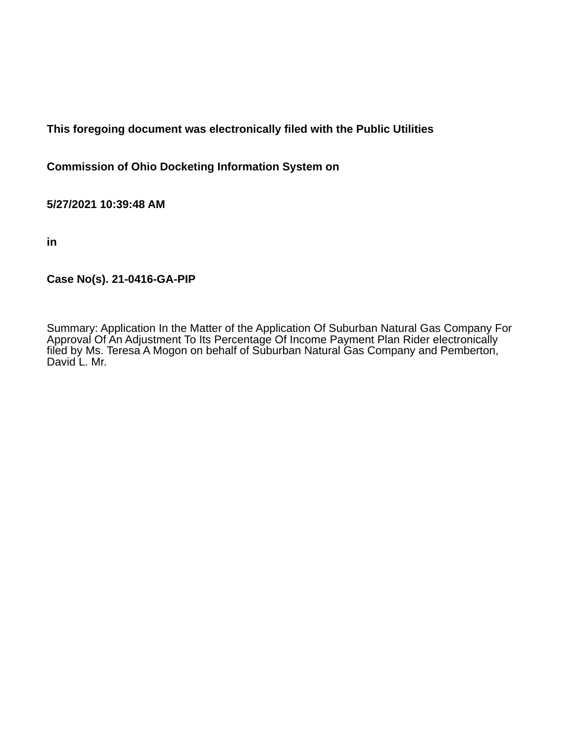**This foregoing document was electronically filed with the Public Utilities**

**Commission of Ohio Docketing Information System on**

**5/27/2021 10:39:48 AM**

**in**

**Case No(s). 21-0416-GA-PIP**

Summary: Application In the Matter of the Application Of Suburban Natural Gas Company For Approval Of An Adjustment To Its Percentage Of Income Payment Plan Rider electronically filed by Ms. Teresa A Mogon on behalf of Suburban Natural Gas Company and Pemberton, David L. Mr.